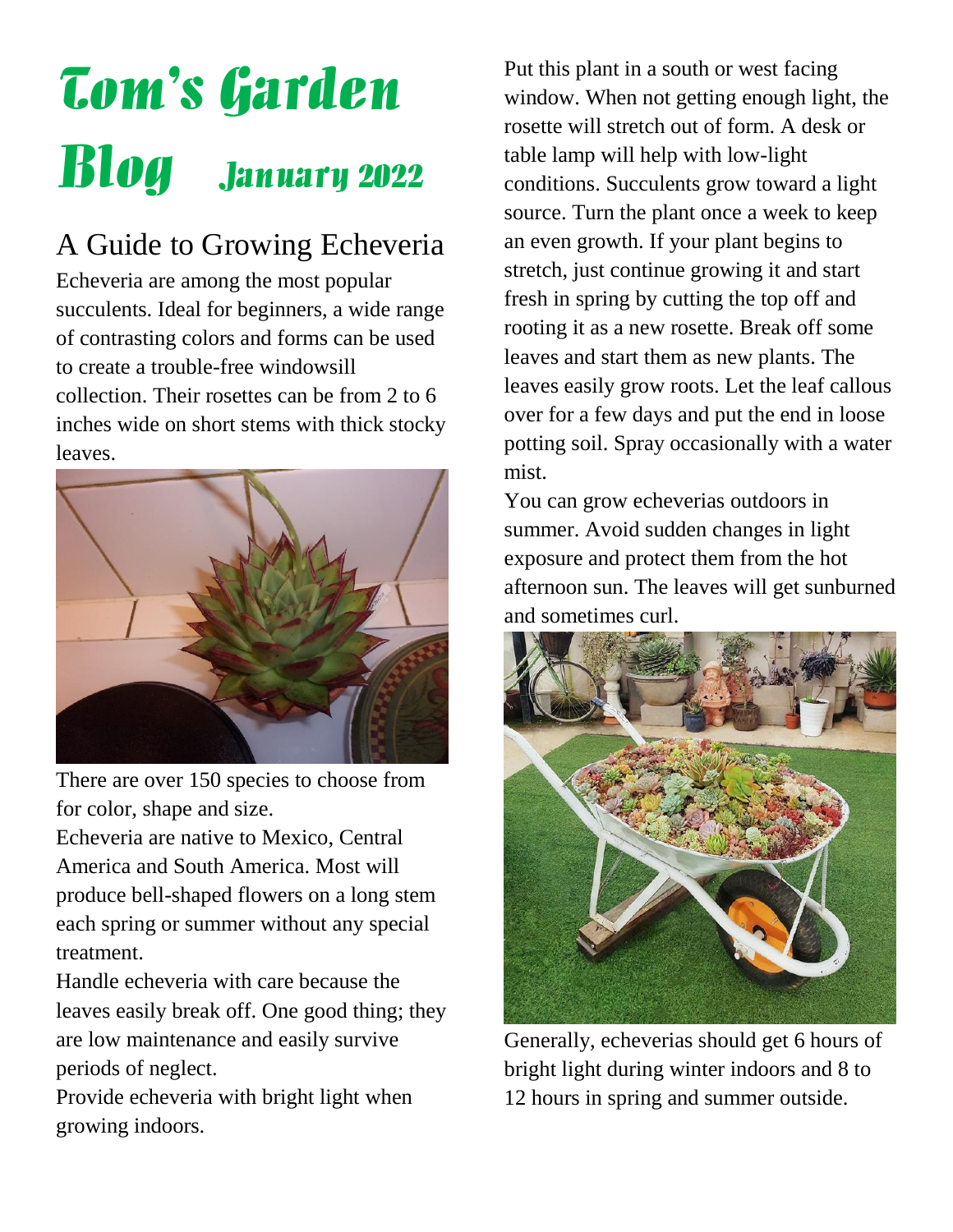# Tom's Garden Blog January 2022

## A Guide to Growing Echeveria

Echeveria are among the most popular succulents. Ideal for beginners, a wide range of contrasting colors and forms can be used to create a trouble-free windowsill collection. Their rosettes can be from 2 to 6 inches wide on short stems with thick stocky leaves.

There are over 150 species to choose from for color, shape and size.

Echeveria are native to Mexico, Central America and South America. Most will produce bell-shaped flowers on a long stem each spring or summer without any special treatment.

Handle echeveria with care because the leaves easily break off. One good thing; they are low maintenance and easily survive periods of neglect.

Provide echeveria with bright light when growing indoors.

Put this plant in a south or west facing window. When not getting enough light, the rosette will stretch out of form. A desk or table lamp will help with low-light conditions. Succulents grow toward a light source. Turn the plant once a week to keep an even growth. If your plant begins to stretch, just continue growing it and start fresh in spring by cutting the top off and rooting it as a new rosette. Break off some leaves and start them as new plants. The leaves easily grow roots. Let the leaf callous over for a few days and put the end in loose potting soil. Spray occasionally with a water mist.

You can grow echeverias outdoors in summer. Avoid sudden changes in light exposure and protect them from the hot afternoon sun. The leaves will get sunburned and sometimes curl.

Generally, echeverias should get 6 hours of bright light during winter indoors and 8 to 12 hours in spring and summer outside.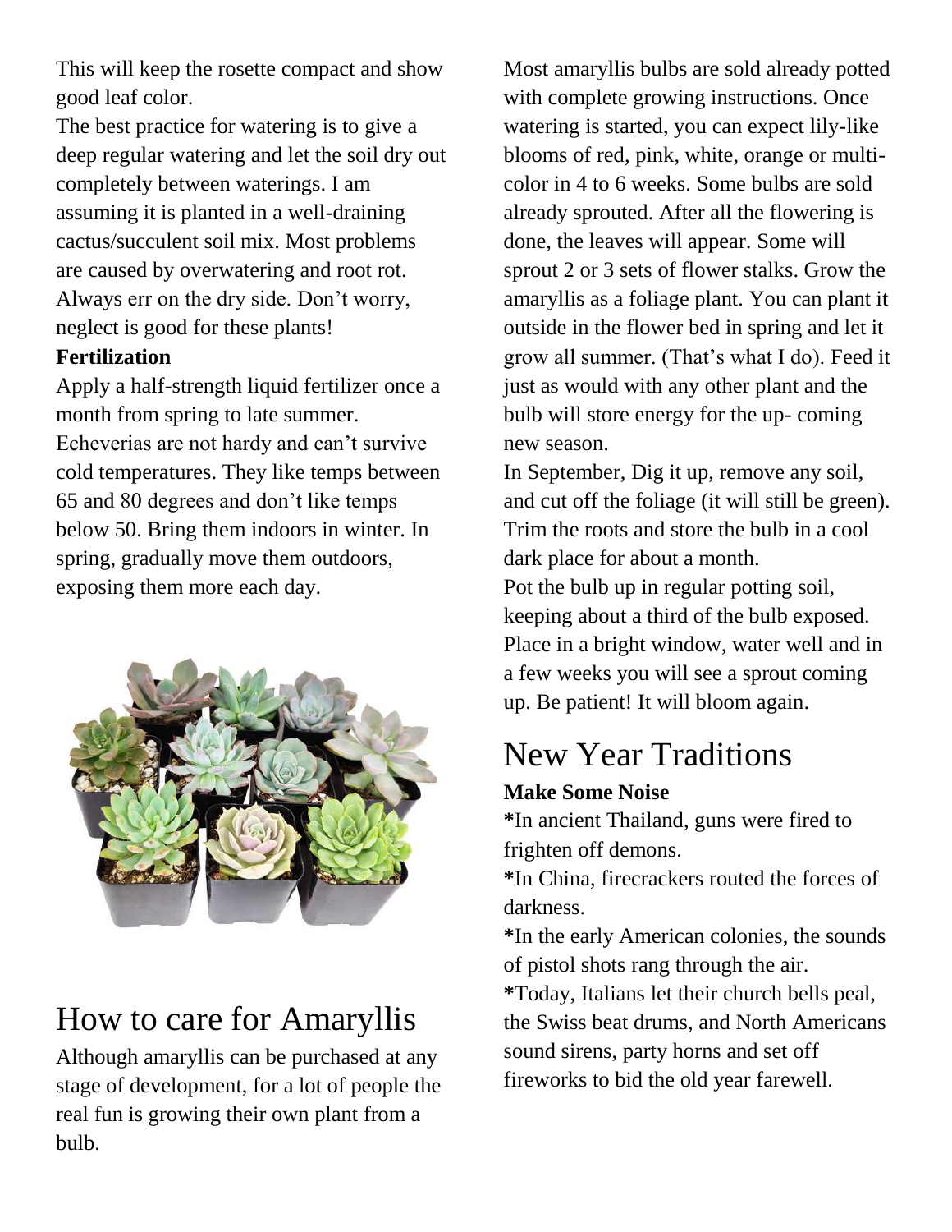This will keep the rosette compact and show good leaf color.

The best practice for watering is to give a deep regular watering and let the soil dry out completely between waterings. I am assuming it is planted in a well-draining cactus/succulent soil mix. Most problems are caused by overwatering and root rot. Always err on the dry side. Don't worry, neglect is good for these plants!

**Fertilization**

Apply a half-strength liquid fertilizer once a month from spring to late summer.

Echeverias are not hardy and can't survive cold temperatures. They like temps between 65 and 80 degrees and don't like temps below 50. Bring them indoors in winter. In spring, gradually move them outdoors, exposing them more each day.

# How to care for Amaryllis

Although amaryllis can be purchased at any stage of development, for a lot of people the real fun is growing their own plant from a bulb.

Most amaryllis bulbs are sold already potted with complete growing instructions. Once watering is started, you can expect lily-like blooms of red, pink, white, orange or multi-color in 4 to 6 weeks. Some bulbs are sold already sprouted. After all the flowering is done, the leaves will appear. Some will sprout 2 or 3 sets of flower stalks. Grow the amaryllis as a foliage plant. You can plant it outside in the flower bed in spring and let it grow all summer. (That's what I do). Feed it just as would with any other plant and the bulb will store energy for the up- coming new season.

In September, Dig it up, remove any soil, and cut off the foliage (it will still be green). Trim the roots and store the bulb in a cool dark place for about a month.

Pot the bulb up in regular potting soil, keeping about a third of the bulb exposed. Place in a bright window, water well and in a few weeks you will see a sprout coming up. Be patient! It will bloom again.

# New Year Traditions

**Make Some Noise**

**\***In ancient Thailand, guns were fired to frighten off demons.

**\***In China, firecrackers routed the forces of darkness.

**\***In the early American colonies, the sounds of pistol shots rang through the air.

**\***Today, Italians let their church bells peal, the Swiss beat drums, and North Americans sound sirens, party horns and set off fireworks to bid the old year farewell.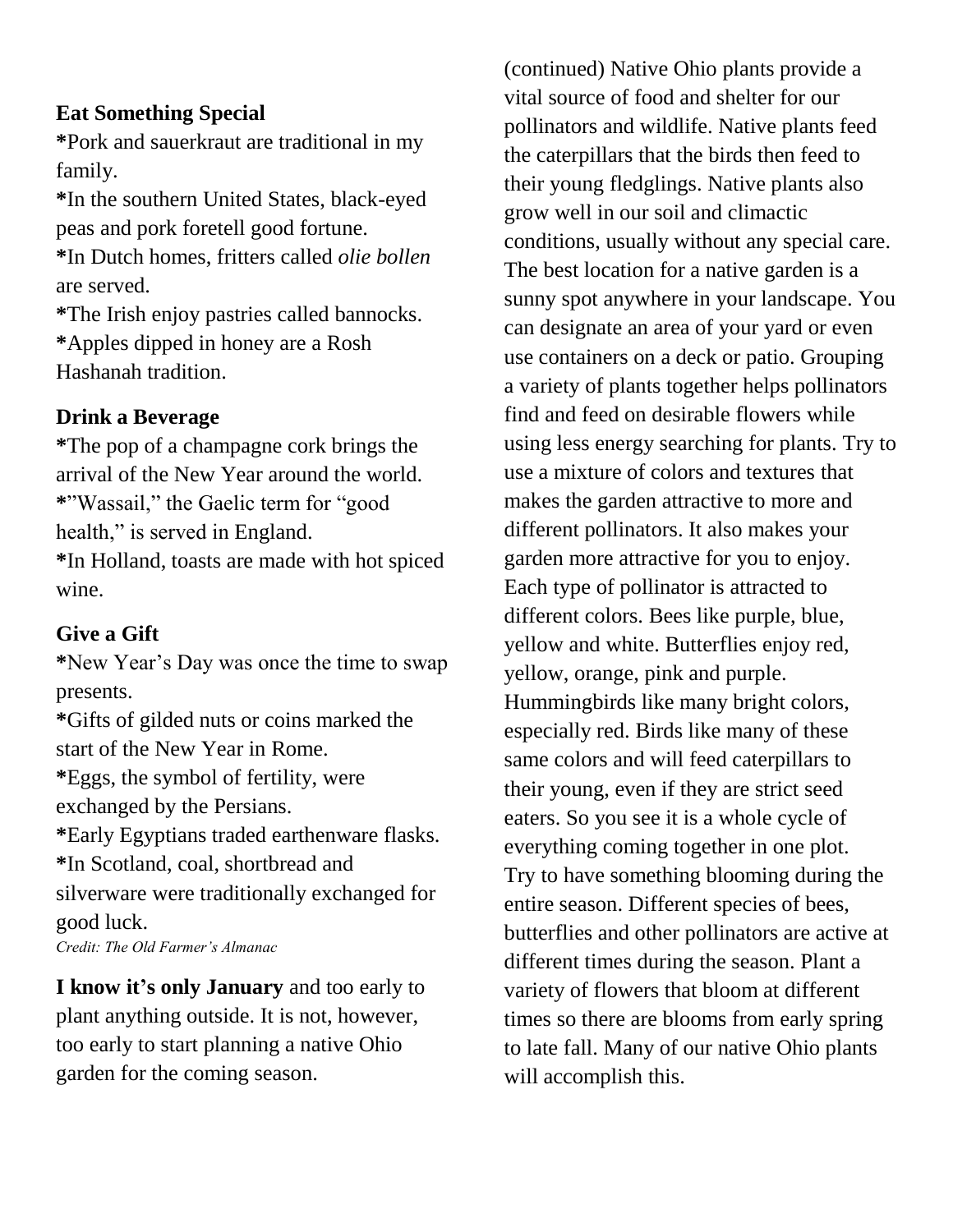**Eat Something Special**

*Pork and sauerkraut are traditional in my family.
*In the southern United States, black-eyed peas and pork foretell good fortune.
*In Dutch homes, fritters called *olie bollen* are served.
*The Irish enjoy pastries called bannocks.
*Apples dipped in honey are a Rosh Hashanah tradition.

**Drink a Beverage**

*The pop of a champagne cork brings the arrival of the New Year around the world.
*"Wassail," the Gaelic term for "good health," is served in England.
*In Holland, toasts are made with hot spiced wine.

**Give a Gift**

*New Year's Day was once the time to swap presents.
*Gifts of gilded nuts or coins marked the start of the New Year in Rome.
*Eggs, the symbol of fertility, were exchanged by the Persians.
*Early Egyptians traded earthenware flasks.
*In Scotland, coal, shortbread and silverware were traditionally exchanged for good luck.

*Credit: The Old Farmer's Almanac*

**I know it's only January** and too early to plant anything outside. It is not, however, too early to start planning a native Ohio garden for the coming season.

(continued) Native Ohio plants provide a vital source of food and shelter for our pollinators and wildlife. Native plants feed the caterpillars that the birds then feed to their young fledglings. Native plants also grow well in our soil and climactic conditions, usually without any special care. The best location for a native garden is a sunny spot anywhere in your landscape. You can designate an area of your yard or even use containers on a deck or patio. Grouping a variety of plants together helps pollinators find and feed on desirable flowers while using less energy searching for plants. Try to use a mixture of colors and textures that makes the garden attractive to more and different pollinators. It also makes your garden more attractive for you to enjoy. Each type of pollinator is attracted to different colors. Bees like purple, blue, yellow and white. Butterflies enjoy red, yellow, orange, pink and purple. Hummingbirds like many bright colors, especially red. Birds like many of these same colors and will feed caterpillars to their young, even if they are strict seed eaters. So you see it is a whole cycle of everything coming together in one plot. Try to have something blooming during the entire season. Different species of bees, butterflies and other pollinators are active at different times during the season. Plant a variety of flowers that bloom at different times so there are blooms from early spring to late fall. Many of our native Ohio plants will accomplish this.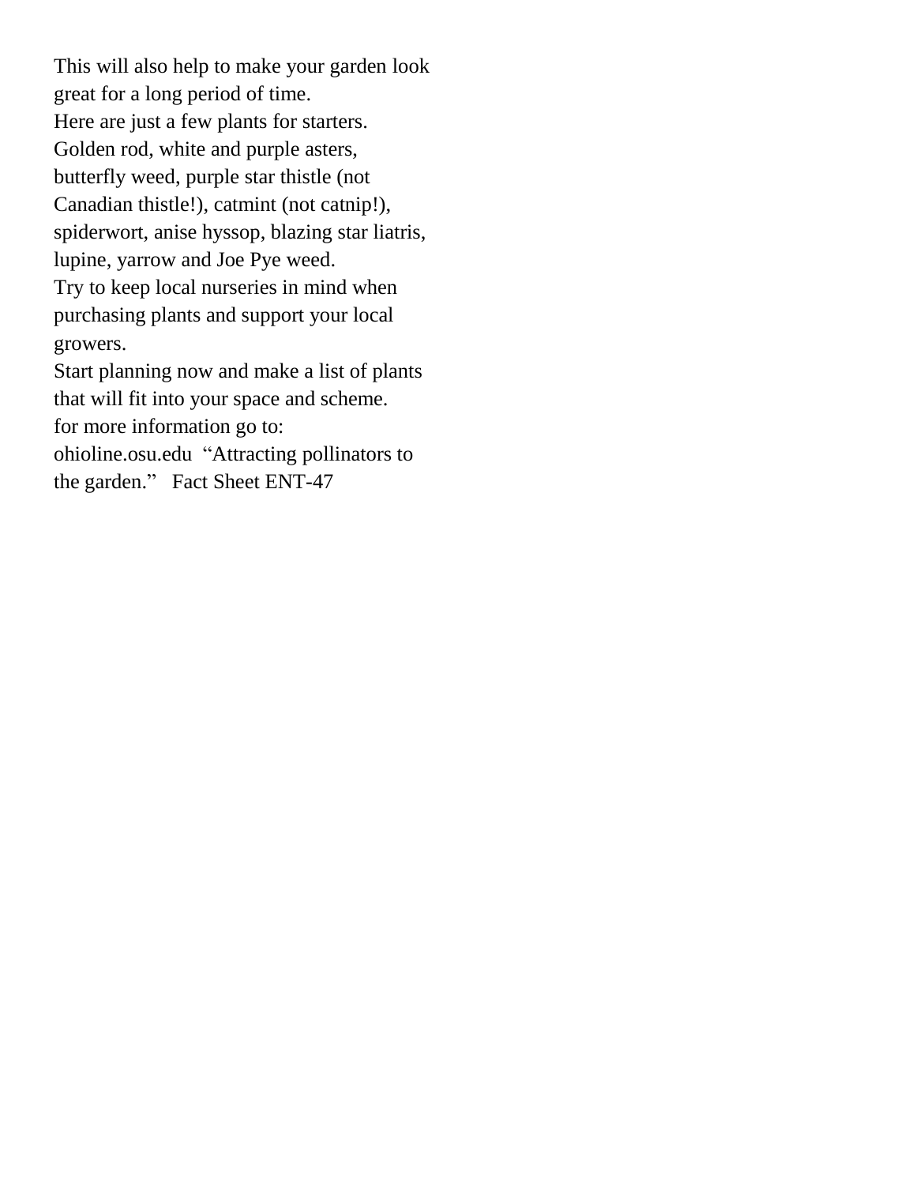This will also help to make your garden look great for a long period of time.

Here are just a few plants for starters. Golden rod, white and purple asters, butterfly weed, purple star thistle (not Canadian thistle!), catmint (not catnip!), spiderwort, anise hyssop, blazing star liatris, lupine, yarrow and Joe Pye weed.

Try to keep local nurseries in mind when purchasing plants and support your local growers.

Start planning now and make a list of plants that will fit into your space and scheme.

for more information go to:

ohioline.osu.edu "Attracting pollinators to the garden." Fact Sheet ENT-47